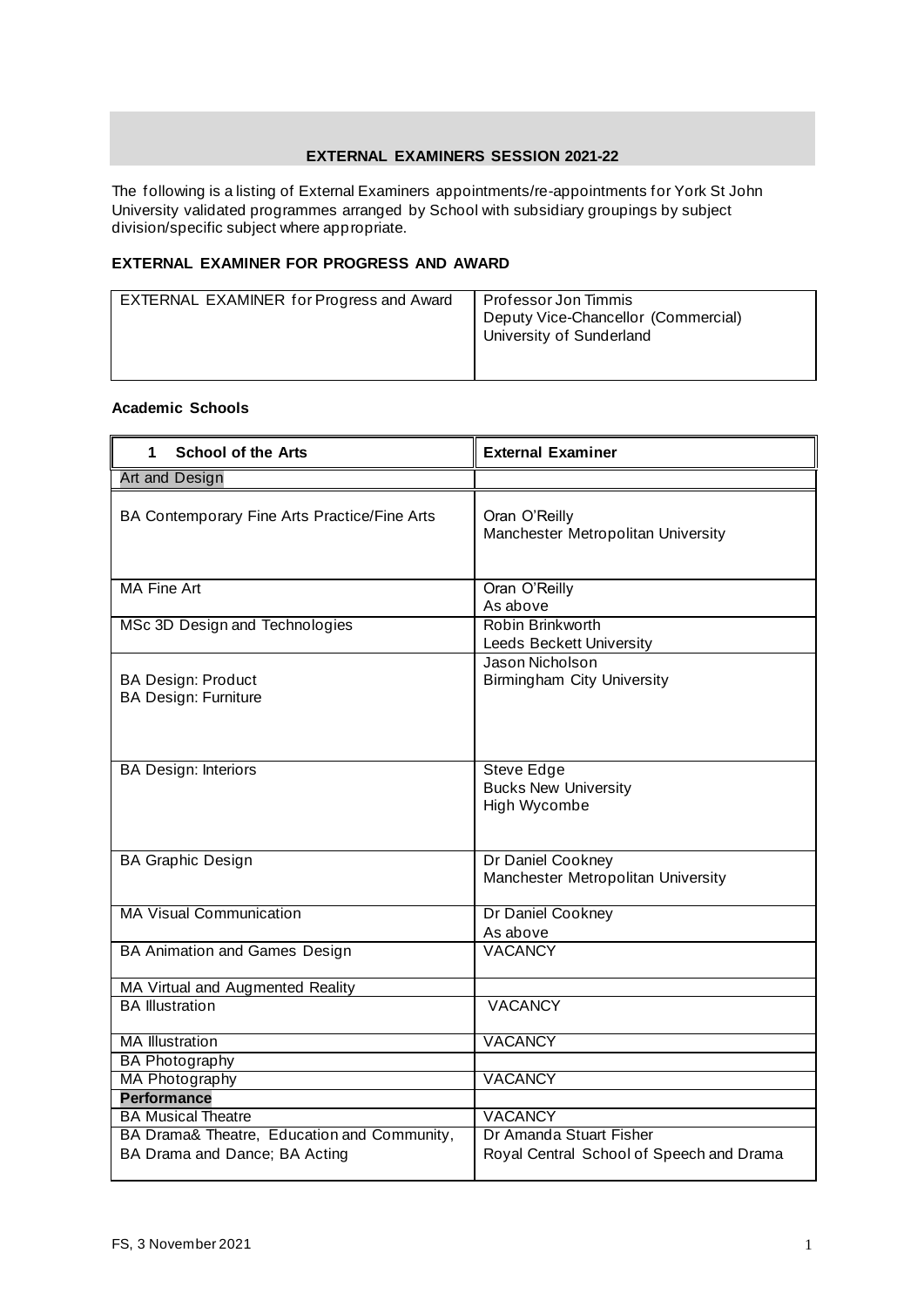## EXTERNAL EXAMINERS SESSION 2021-22

The following is a listing of External Examiners appointments/re-appointments for York St John University validated programmes arranged by School with subsidiary groupings by subject division/specific subject where appropriate.

### EXTERNAL EXAMINER FOR PROGRESS AND AWARD

| EXTERNAL EXAMINER for Progress and Award | Professor Jon Timmis<br>Deputy Vice-Chancellor (Commercial)<br>University of Sunderland |
|---|---|

### Academic Schools

| 1 School of the Arts | External Examiner |
|---|---|
| Art and Design | |
| BA Contemporary Fine Arts Practice/Fine Arts | Oran O'Reilly<br>Manchester Metropolitan University |
| MA Fine Art | Oran O'Reilly<br>As above |
| MSc 3D Design and Technologies | Robin Brinkworth<br>Leeds Beckett University |
| BA Design: Product<br>BA Design: Furniture | Jason Nicholson<br>Birmingham City University |
| BA Design: Interiors | Steve Edge<br>Bucks New University<br>High Wycombe |
| BA Graphic Design | Dr Daniel Cookney<br>Manchester Metropolitan University |
| MA Visual Communication | Dr Daniel Cookney<br>As above |
| BA Animation and Games Design | VACANCY |
| MA Virtual and Augmented Reality | |
| BA Illustration | VACANCY |
| MA Illustration | VACANCY |
| BA Photography | |
| MA Photography | VACANCY |
| **Performance** | |
| BA Musical Theatre | VACANCY |
| BA Drama& Theatre, Education and Community, BA Drama and Dance; BA Acting | Dr Amanda Stuart Fisher<br>Royal Central School of Speech and Drama |

FS, 3 November 2021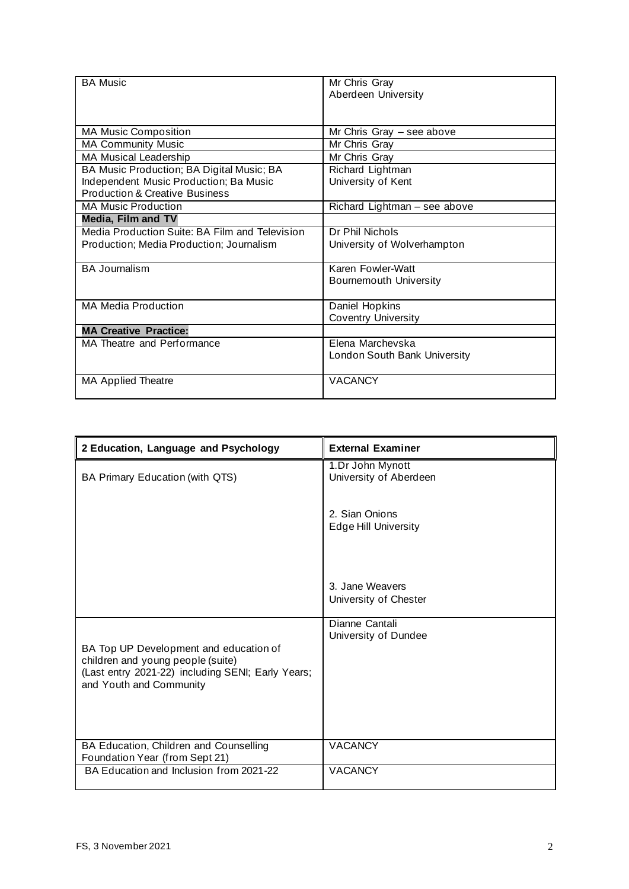| | |
|---|---|
| BA Music | Mr Chris Gray<br>Aberdeen University |
| MA Music Composition | Mr Chris Gray – see above |
| MA Community Music | Mr Chris Gray |
| MA Musical Leadership | Mr Chris Gray |
| BA Music Production; BA Digital Music; BA Independent Music Production; Ba Music Production & Creative Business | Richard Lightman<br>University of Kent |
| MA Music Production | Richard Lightman – see above |
| **Media, Film and TV** | |
| Media Production Suite: BA Film and Television Production; Media Production; Journalism | Dr Phil Nichols<br>University of Wolverhampton |
| BA Journalism | Karen Fowler-Watt<br>Bournemouth University |
| MA Media Production | Daniel Hopkins<br>Coventry University |
| **MA Creative Practice:** | |
| MA Theatre and Performance | Elena Marchevska<br>London South Bank University |
| MA Applied Theatre | VACANCY |

| 2 Education, Language and Psychology | External Examiner |
|---|---|
| BA Primary Education (with QTS) | 1.Dr John Mynott<br>University of Aberdeen<br><br>2. Sian Onions<br>Edge Hill University<br><br>3. Jane Weavers<br>University of Chester |
| BA Top UP Development and education of children and young people (suite)<br>(Last entry 2021-22) including SENI; Early Years; and Youth and Community | Dianne Cantali<br>University of Dundee |
| BA Education, Children and Counselling Foundation Year (from Sept 21) | VACANCY |
| BA Education and Inclusion from 2021-22 | VACANCY |

FS, 3 November 2021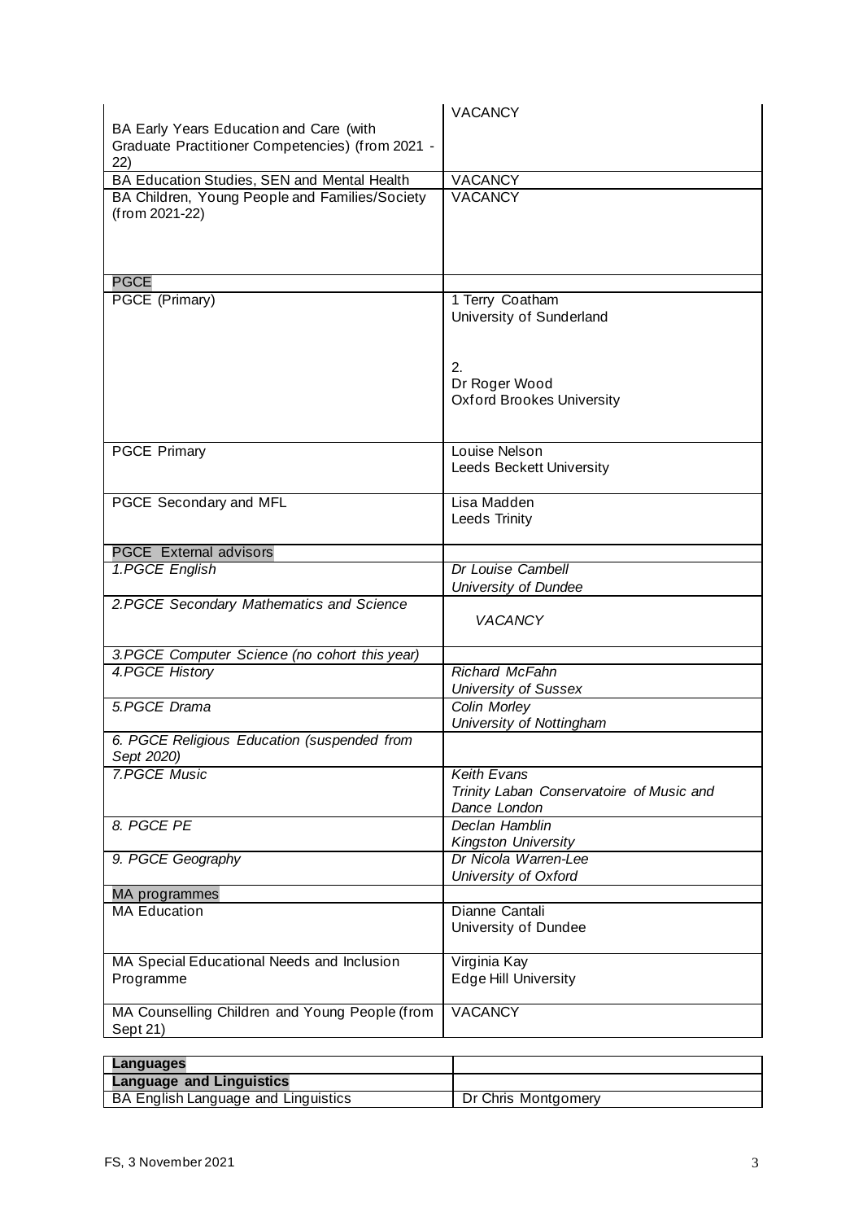| | |
|---|---|
| BA Early Years Education and Care (with Graduate Practitioner Competencies) (from 2021 - 22) | VACANCY |
| BA Education Studies, SEN and Mental Health | VACANCY |
| BA Children, Young People and Families/Society (from 2021-22) | VACANCY |
| PGCE | |
| PGCE (Primary) | 1 Terry Coatham<br>University of Sunderland<br><br>2.<br>Dr Roger Wood<br>Oxford Brookes University |
| PGCE Primary | Louise Nelson<br>Leeds Beckett University |
| PGCE Secondary and MFL | Lisa Madden<br>Leeds Trinity |
| PGCE External advisors | |
| *1.PGCE English* | *Dr Louise Cambell*<br>*University of Dundee* |
| *2.PGCE Secondary Mathematics and Science* | *VACANCY* |
| *3.PGCE Computer Science (no cohort this year)* | |
| *4.PGCE History* | *Richard McFahn*<br>*University of Sussex* |
| *5.PGCE Drama* | *Colin Morley*<br>*University of Nottingham* |
| *6. PGCE Religious Education (suspended from Sept 2020)* | |
| *7.PGCE Music* | *Keith Evans*<br>*Trinity Laban Conservatoire of Music and Dance London* |
| *8. PGCE PE* | *Declan Hamblin*<br>*Kingston University* |
| *9. PGCE Geography* | *Dr Nicola Warren-Lee*<br>*University of Oxford* |
| MA programmes | |
| MA Education | Dianne Cantali<br>University of Dundee |
| MA Special Educational Needs and Inclusion Programme | Virginia Kay<br>Edge Hill University |
| MA Counselling Children and Young People (from Sept 21) | VACANCY |

| **Languages** | |
|---|---|
| **Language and Linguistics** | |
| BA English Language and Linguistics | Dr Chris Montgomery |

FS, 3 November 2021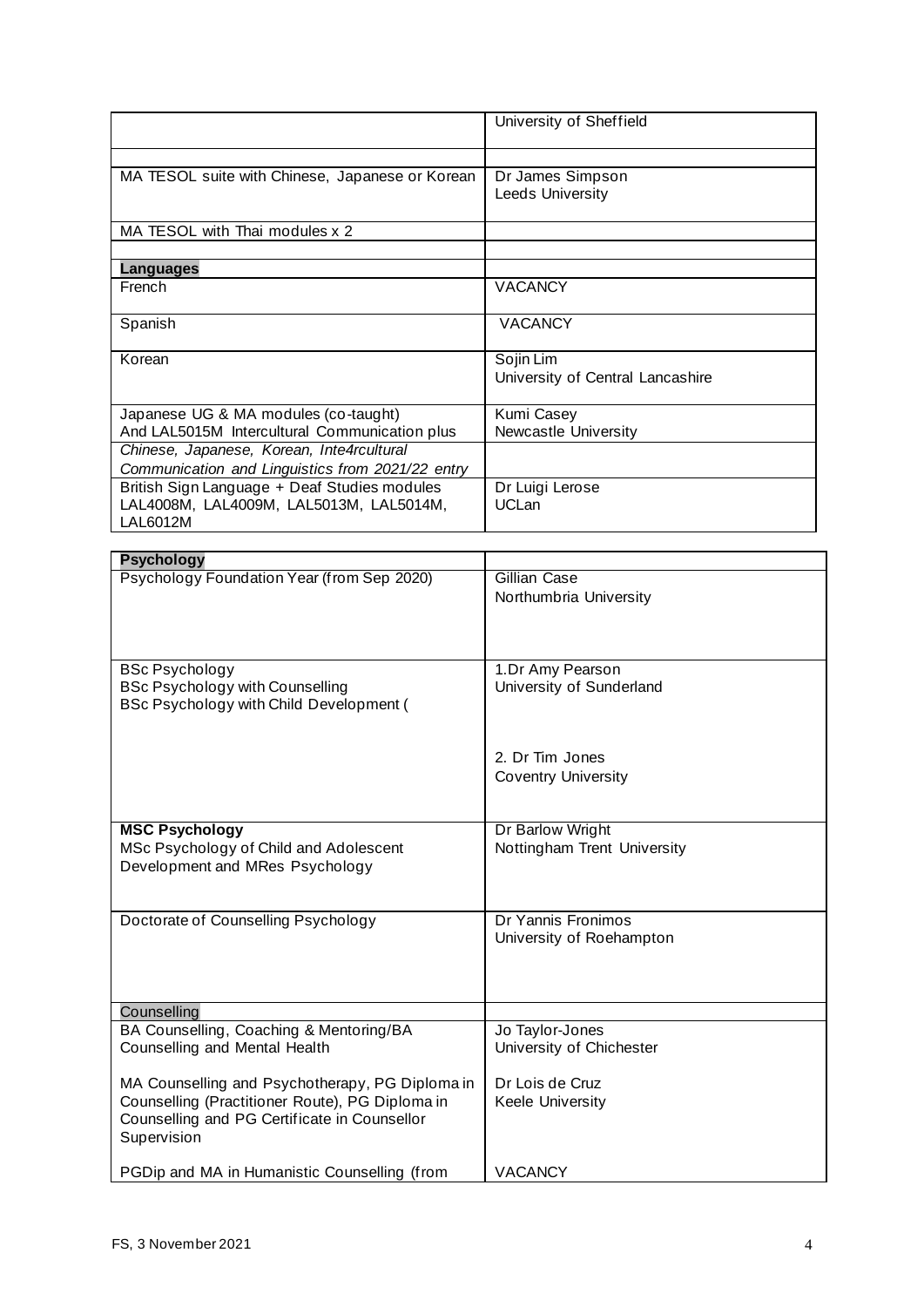| | University of Sheffield |
|---|---|
| | |
| MA TESOL suite with Chinese, Japanese or Korean | Dr James Simpson<br>Leeds University |
| MA TESOL with Thai modules x 2 | |
| | |
| **Languages** | |
| French | VACANCY |
| Spanish | VACANCY |
| Korean | Sojin Lim<br>University of Central Lancashire |
| Japanese UG & MA modules (co-taught)<br>And LAL5015M Intercultural Communication plus | Kumi Casey<br>Newcastle University |
| *Chinese, Japanese, Korean, Inte4rcultural Communication and Linguistics from 2021/22 entry* | |
| British Sign Language + Deaf Studies modules<br>LAL4008M, LAL4009M, LAL5013M, LAL5014M, LAL6012M | Dr Luigi Lerose<br>UCLan |

| **Psychology** | |
|---|---|
| Psychology Foundation Year (from Sep 2020) | Gillian Case<br>Northumbria University |
| BSc Psychology<br>BSc Psychology with Counselling<br>BSc Psychology with Child Development ( | 1.Dr Amy Pearson<br>University of Sunderland<br><br>2. Dr Tim Jones<br>Coventry University |
| **MSC Psychology**<br>MSc Psychology of Child and Adolescent Development and MRes Psychology | Dr Barlow Wright<br>Nottingham Trent University |
| Doctorate of Counselling Psychology | Dr Yannis Fronimos<br>University of Roehampton |
| Counselling | |
| BA Counselling, Coaching & Mentoring/BA Counselling and Mental Health | Jo Taylor-Jones<br>University of Chichester |
| MA Counselling and Psychotherapy, PG Diploma in Counselling (Practitioner Route), PG Diploma in Counselling and PG Certificate in Counsellor Supervision | Dr Lois de Cruz<br>Keele University |
| PGDip and MA in Humanistic Counselling (from | VACANCY |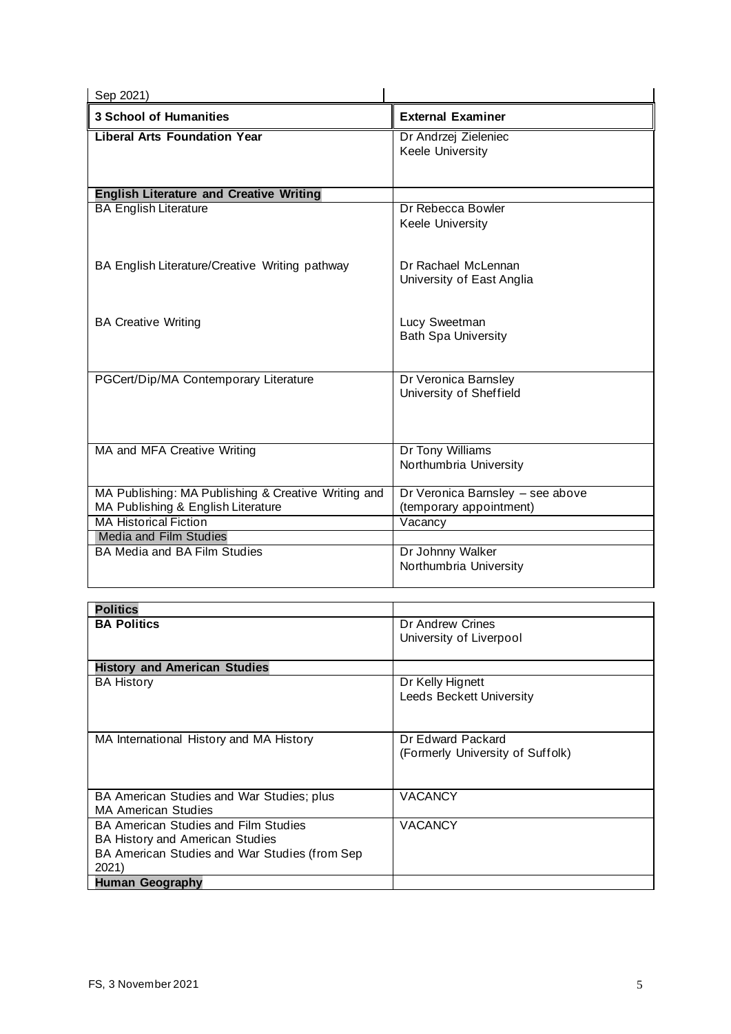| Sep 2021) | |
|---|---|
| **3 School of Humanities** | **External Examiner** |
| **Liberal Arts Foundation Year** | Dr Andrzej Zieleniec<br>Keele University |
| **English Literature and Creative Writing** | |
| BA English Literature | Dr Rebecca Bowler<br>Keele University |
| BA English Literature/Creative Writing pathway | Dr Rachael McLennan<br>University of East Anglia |
| BA Creative Writing | Lucy Sweetman<br>Bath Spa University |
| PGCert/Dip/MA Contemporary Literature | Dr Veronica Barnsley<br>University of Sheffield |
| MA and MFA Creative Writing | Dr Tony Williams<br>Northumbria University |
| MA Publishing: MA Publishing & Creative Writing and MA Publishing & English Literature | Dr Veronica Barnsley – see above<br>(temporary appointment) |
| MA Historical Fiction | Vacancy |
| Media and Film Studies | |
| BA Media and BA Film Studies | Dr Johnny Walker<br>Northumbria University |

| **Politics** | |
|---|---|
| **BA Politics** | Dr Andrew Crines<br>University of Liverpool |
| **History and American Studies** | |
| BA History | Dr Kelly Hignett<br>Leeds Beckett University |
| MA International History and MA History | Dr Edward Packard<br>(Formerly University of Suffolk) |
| BA American Studies and War Studies; plus MA American Studies | VACANCY |
| BA American Studies and Film Studies<br>BA History and American Studies<br>BA American Studies and War Studies (from Sep 2021) | VACANCY |
| **Human Geography** | |

FS, 3 November 2021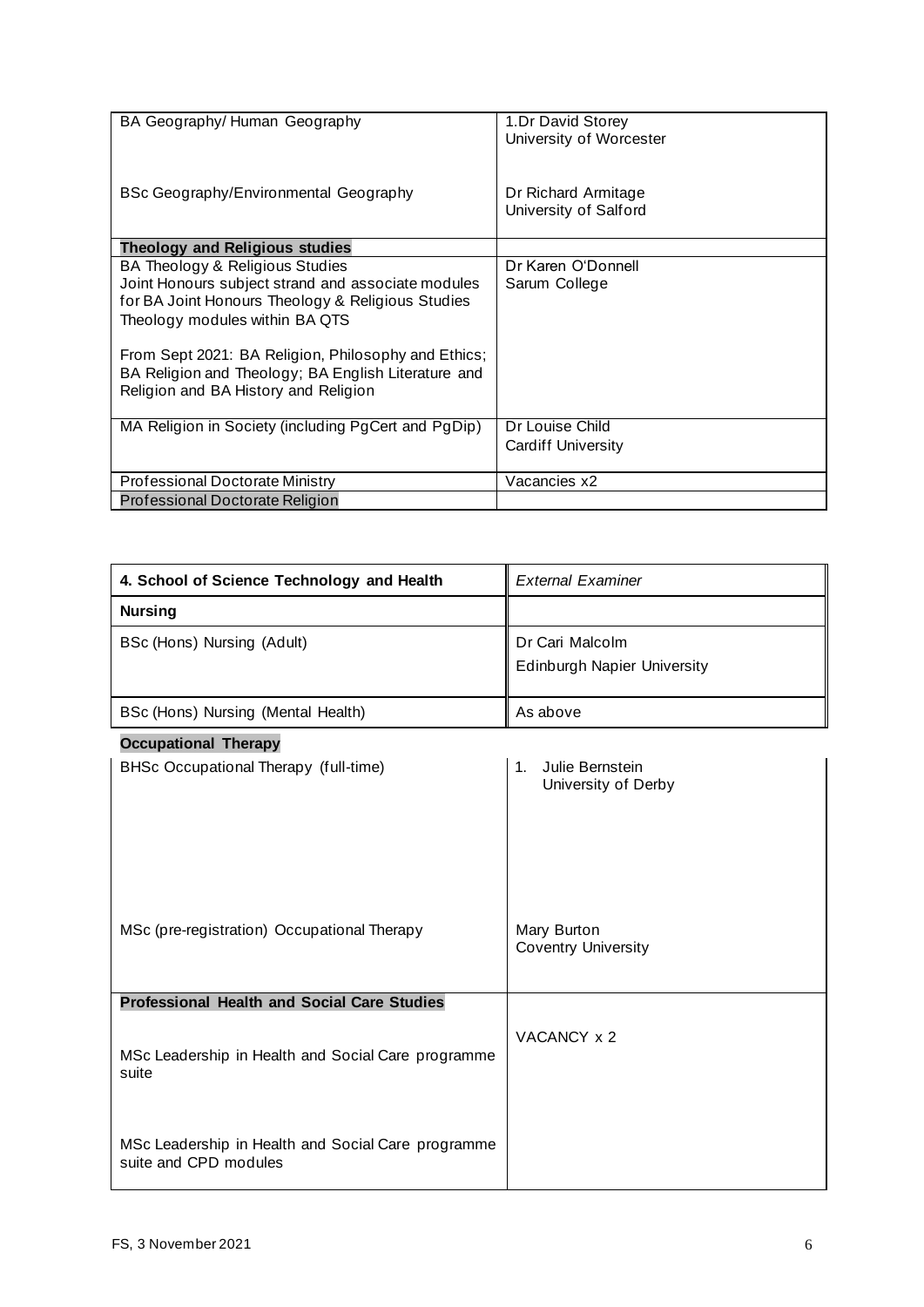| | |
|---|---|
| BA Geography/ Human Geography<br><br>BSc Geography/Environmental Geography | 1.Dr David Storey<br>University of Worcester<br><br>Dr Richard Armitage<br>University of Salford |
| **Theology and Religious studies** | |
| BA Theology & Religious Studies<br>Joint Honours subject strand and associate modules for BA Joint Honours Theology & Religious Studies<br>Theology modules within BA QTS<br><br>From Sept 2021: BA Religion, Philosophy and Ethics; BA Religion and Theology; BA English Literature and Religion and BA History and Religion | Dr Karen O'Donnell<br>Sarum College |
| MA Religion in Society (including PgCert and PgDip) | Dr Louise Child<br>Cardiff University |
| Professional Doctorate Ministry | Vacancies x2 |
| Professional Doctorate Religion | |

| 4. School of Science Technology and Health | *External Examiner* |
|---|---|
| **Nursing** | |
| BSc (Hons) Nursing (Adult) | Dr Cari Malcolm<br>Edinburgh Napier University |
| BSc (Hons) Nursing (Mental Health) | As above |
| **Occupational Therapy** | |
| BHSc Occupational Therapy (full-time)<br><br>MSc (pre-registration) Occupational Therapy | 1. Julie Bernstein<br>University of Derby<br><br>Mary Burton<br>Coventry University |
| **Professional Health and Social Care Studies**<br><br>MSc Leadership in Health and Social Care programme suite<br><br>MSc Leadership in Health and Social Care programme suite and CPD modules | VACANCY x 2 |

FS, 3 November 2021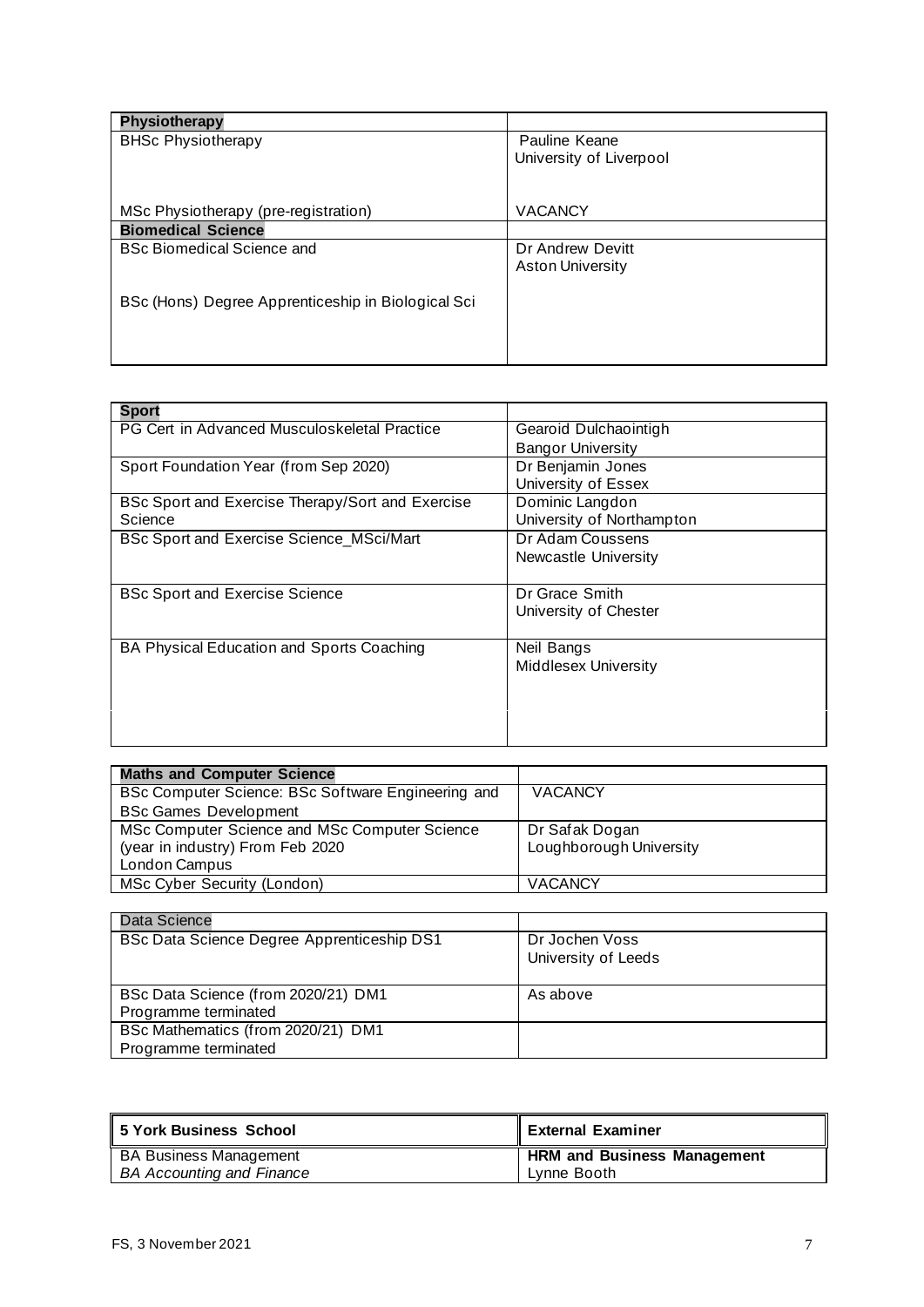| Physiotherapy | |
|---|---|
| BHSc Physiotherapy | Pauline Keane<br>University of Liverpool |
| MSc Physiotherapy (pre-registration) | VACANCY |
| **Biomedical Science** | |
| BSc Biomedical Science and<br><br>BSc (Hons) Degree Apprenticeship in Biological Sci | Dr Andrew Devitt<br>Aston University |

| Sport | |
|---|---|
| PG Cert in Advanced Musculoskeletal Practice | Gearoid Dulchaointigh<br>Bangor University |
| Sport Foundation Year (from Sep 2020) | Dr Benjamin Jones<br>University of Essex |
| BSc Sport and Exercise Therapy/Sort and Exercise Science | Dominic Langdon<br>University of Northampton |
| BSc Sport and Exercise Science_MSci/Mart | Dr Adam Coussens<br>Newcastle University |
| BSc Sport and Exercise Science | Dr Grace Smith<br>University of Chester |
| BA Physical Education and Sports Coaching | Neil Bangs<br>Middlesex University |
| | |

| Maths and Computer Science | |
|---|---|
| BSc Computer Science: BSc Software Engineering and BSc Games Development | VACANCY |
| MSc Computer Science and MSc Computer Science (year in industry) From Feb 2020 London Campus | Dr Safak Dogan<br>Loughborough University |
| MSc Cyber Security (London) | VACANCY |

| Data Science | |
|---|---|
| BSc Data Science Degree Apprenticeship DS1 | Dr Jochen Voss<br>University of Leeds |
| BSc Data Science (from 2020/21) DM1<br>Programme terminated | As above |
| BSc Mathematics (from 2020/21) DM1<br>Programme terminated | |

| 5 York Business School | External Examiner |
|---|---|
| BA Business Management<br>*BA Accounting and Finance* | **HRM and Business Management**<br>Lynne Booth |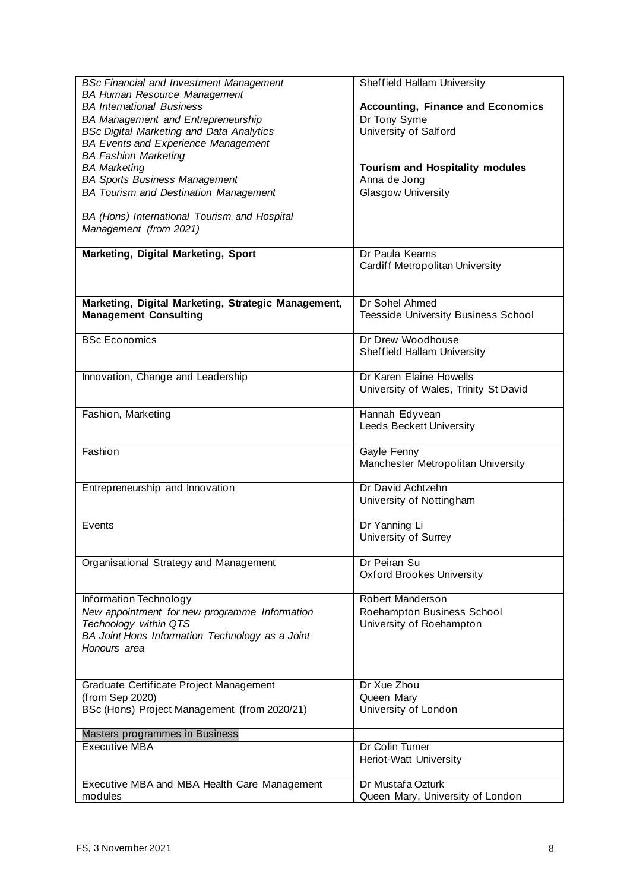| | |
|---|---|
| *BSc Financial and Investment Management*<br>*BA Human Resource Management*<br>*BA International Business*<br>*BA Management and Entrepreneurship*<br>*BSc Digital Marketing and Data Analytics*<br>*BA Events and Experience Management*<br>*BA Fashion Marketing*<br>*BA Marketing*<br>*BA Sports Business Management*<br>*BA Tourism and Destination Management*<br><br>*BA (Hons) International Tourism and Hospital Management (from 2021)* | Sheffield Hallam University<br><br>**Accounting, Finance and Economics**<br>Dr Tony Syme<br>University of Salford<br><br>**Tourism and Hospitality modules**<br>Anna de Jong<br>Glasgow University |
| **Marketing, Digital Marketing, Sport** | Dr Paula Kearns<br>Cardiff Metropolitan University |
| **Marketing, Digital Marketing, Strategic Management, Management Consulting** | Dr Sohel Ahmed<br>Teesside University Business School |
| BSc Economics | Dr Drew Woodhouse<br>Sheffield Hallam University |
| Innovation, Change and Leadership | Dr Karen Elaine Howells<br>University of Wales, Trinity St David |
| Fashion, Marketing | Hannah Edyvean<br>Leeds Beckett University |
| Fashion | Gayle Fenny<br>Manchester Metropolitan University |
| Entrepreneurship and Innovation | Dr David Achtzehn<br>University of Nottingham |
| Events | Dr Yanning Li<br>University of Surrey |
| Organisational Strategy and Management | Dr Peiran Su<br>Oxford Brookes University |
| Information Technology<br>*New appointment for new programme Information Technology within QTS*<br>*BA Joint Hons Information Technology as a Joint Honours area* | Robert Manderson<br>Roehampton Business School<br>University of Roehampton |
| Graduate Certificate Project Management (from Sep 2020)<br>BSc (Hons) Project Management (from 2020/21) | Dr Xue Zhou<br>Queen Mary<br>University of London |
| Masters programmes in Business | |
| Executive MBA | Dr Colin Turner<br>Heriot-Watt University |
| Executive MBA and MBA Health Care Management modules | Dr Mustafa Ozturk<br>Queen Mary, University of London |

FS, 3 November 2021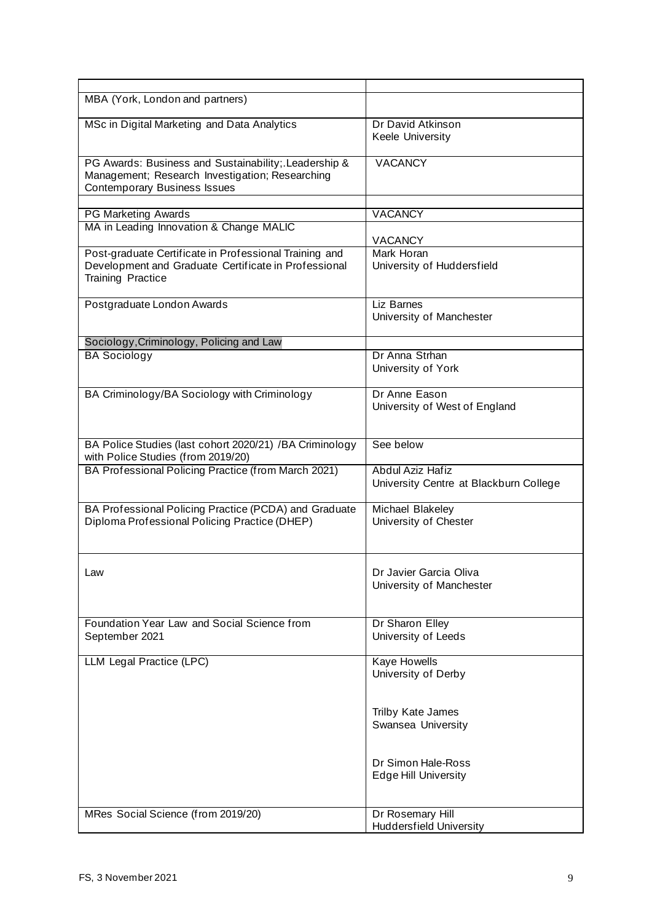| | |
|---|---|
| MBA (York, London and partners) | |
| MSc in Digital Marketing and Data Analytics | Dr David Atkinson<br>Keele University |
| PG Awards: Business and Sustainability;.Leadership & Management; Research Investigation; Researching Contemporary Business Issues | VACANCY |
| | |
| PG Marketing Awards | VACANCY |
| MA in Leading Innovation & Change MALIC | VACANCY |
| Post-graduate Certificate in Professional Training and Development and Graduate Certificate in Professional Training Practice | Mark Horan<br>University of Huddersfield |
| Postgraduate London Awards | Liz Barnes<br>University of Manchester |
| Sociology,Criminology, Policing and Law | |
| BA Sociology | Dr Anna Strhan<br>University of York |
| BA Criminology/BA Sociology with Criminology | Dr Anne Eason<br>University of West of England |
| BA Police Studies (last cohort 2020/21) /BA Criminology with Police Studies (from 2019/20) | See below |
| BA Professional Policing Practice (from March 2021) | Abdul Aziz Hafiz<br>University Centre at Blackburn College |
| BA Professional Policing Practice (PCDA) and Graduate Diploma Professional Policing Practice (DHEP) | Michael Blakeley<br>University of Chester |
| Law | Dr Javier Garcia Oliva<br>University of Manchester |
| Foundation Year Law and Social Science from September 2021 | Dr Sharon Elley<br>University of Leeds |
| LLM Legal Practice (LPC) | Kaye Howells<br>University of Derby<br><br>Trilby Kate James<br>Swansea University<br><br>Dr Simon Hale-Ross<br>Edge Hill University |
| MRes Social Science (from 2019/20) | Dr Rosemary Hill<br>Huddersfield University |

FS, 3 November 2021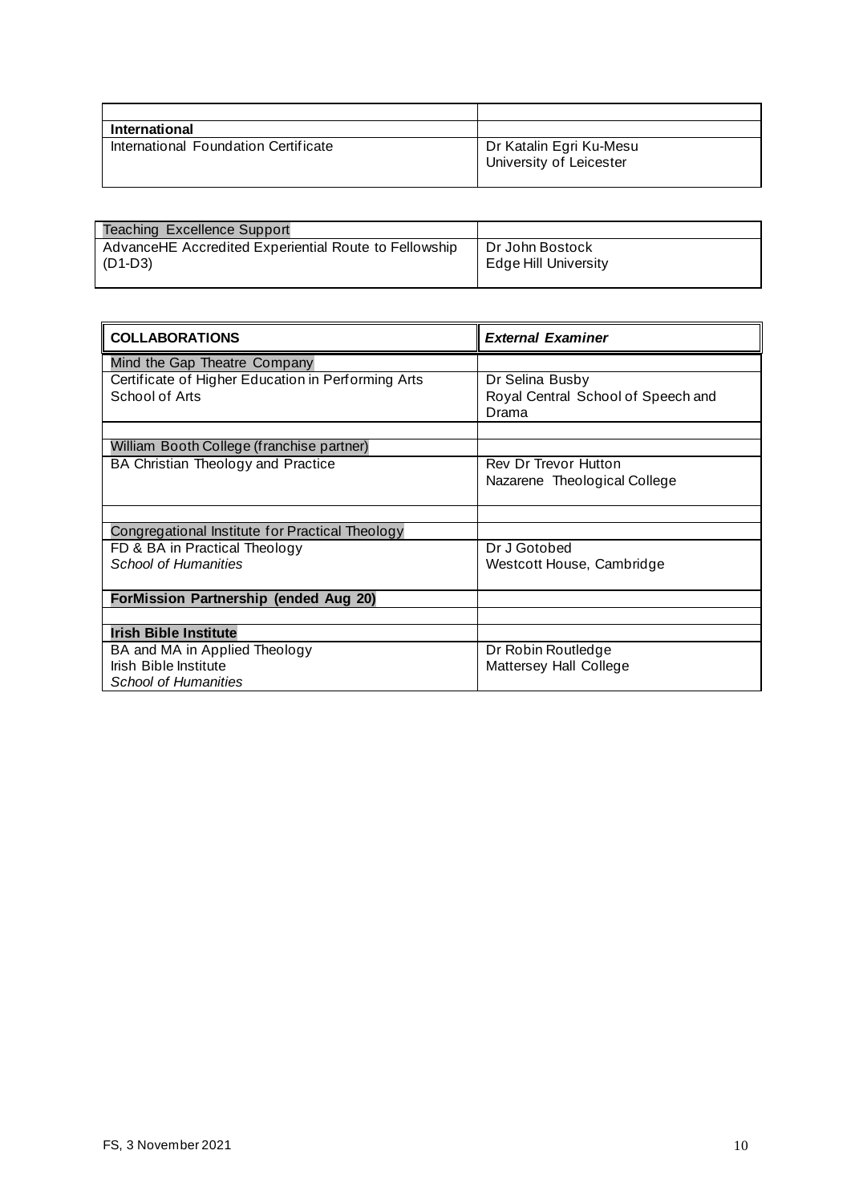| | |
|---|---|
| | |
| **International** | |
| International Foundation Certificate | Dr Katalin Egri Ku-Mesu<br>University of Leicester |

| | |
|---|---|
| Teaching Excellence Support | |
| AdvanceHE Accredited Experiential Route to Fellowship (D1-D3) | Dr John Bostock<br>Edge Hill University |

| **COLLABORATIONS** | ***External Examiner*** |
|---|---|
| Mind the Gap Theatre Company | |
| Certificate of Higher Education in Performing Arts<br>School of Arts | Dr Selina Busby<br>Royal Central School of Speech and Drama |
| | |
| William Booth College (franchise partner) | |
| BA Christian Theology and Practice | Rev Dr Trevor Hutton<br>Nazarene Theological College |
| | |
| Congregational Institute for Practical Theology | |
| FD & BA in Practical Theology<br>*School of Humanities* | Dr J Gotobed<br>Westcott House, Cambridge |
| **ForMission Partnership (ended Aug 20)** | |
| | |
| **Irish Bible Institute** | |
| BA and MA in Applied Theology<br>Irish Bible Institute<br>*School of Humanities* | Dr Robin Routledge<br>Mattersey Hall College |

FS, 3 November 2021